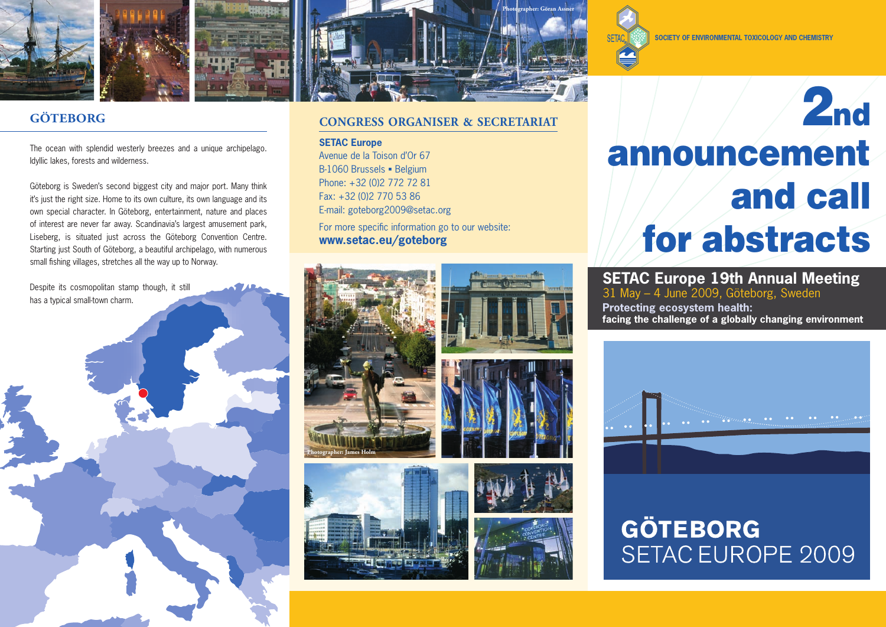## GÖTEBORG

The ocean with splendid westerly breezes and a unique archipelago. Idyllic lakes, forests and wilderness.

Göteborg is Sweden's second biggest city and major port. Many think it's just the right size. Home to its own culture, its own language and its own special character. In Göteborg, entertainment, nature and places of interest are never far away. Scandinavia's largest amusement park, Liseberg, is situated just across the Göteborg Convention Centre. Starting just South of Göteborg, a beautiful archipelago, with numerous small fishing villages, stretches all the way up to Norway.

Despite its cosmopolitan stamp though, it still has a typical small-town charm.

## CONGRESS ORGANISER & SECRETARIAT

**SETAC Europe**
Avenue de la Toison d'Or 67
B-1060 Brussels ▪ Belgium
Phone: +32 (0)2 772 72 81
Fax: +32 (0)2 770 53 86
E-mail: goteborg2009@setac.org

For more specific information go to our website:
**www.setac.eu/goteborg**

Photographer: Göran Assner

Photographer: James Holm

SOCIETY OF ENVIRONMENTAL TOXICOLOGY AND CHEMISTRY

# 2nd announcement and call for abstracts

**SETAC Europe 19th Annual Meeting**
31 May – 4 June 2009, Göteborg, Sweden
**Protecting ecosystem health: facing the challenge of a globally changing environment**

**GÖTEBORG**
SETAC EUROPE 2009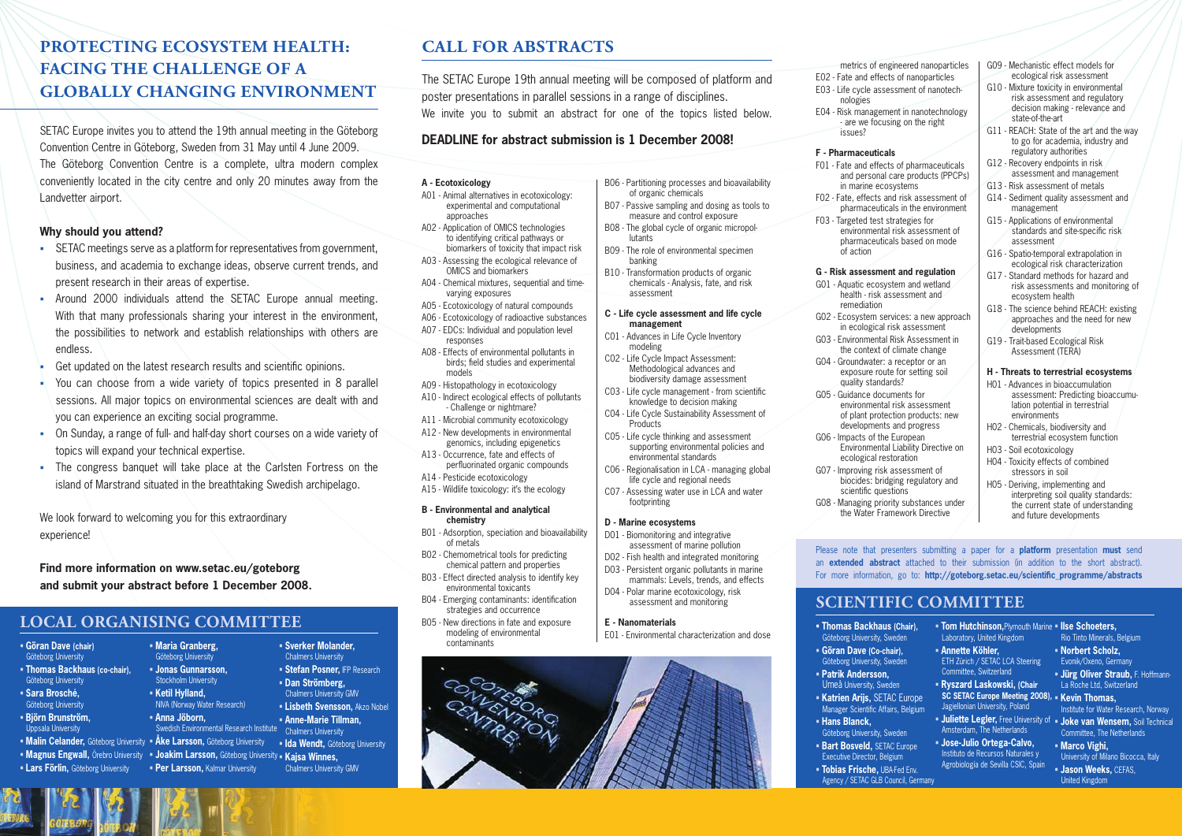# PROTECTING ECOSYSTEM HEALTH: FACING THE CHALLENGE OF A GLOBALLY CHANGING ENVIRONMENT

SETAC Europe invites you to attend the 19th annual meeting in the Göteborg Convention Centre in Göteborg, Sweden from 31 May until 4 June 2009. The Göteborg Convention Centre is a complete, ultra modern complex conveniently located in the city centre and only 20 minutes away from the Landvetter airport.

### Why should you attend?

- SETAC meetings serve as a platform for representatives from government, business, and academia to exchange ideas, observe current trends, and present research in their areas of expertise.
- Around 2000 individuals attend the SETAC Europe annual meeting. With that many professionals sharing your interest in the environment, the possibilities to network and establish relationships with others are endless.
- Get updated on the latest research results and scientific opinions.
- You can choose from a wide variety of topics presented in 8 parallel sessions. All major topics on environmental sciences are dealt with and you can experience an exciting social programme.
- On Sunday, a range of full- and half-day short courses on a wide variety of topics will expand your technical expertise.
- The congress banquet will take place at the Carlsten Fortress on the island of Marstrand situated in the breathtaking Swedish archipelago.

We look forward to welcoming you for this extraordinary experience!

**Find more information on www.setac.eu/goteborg and submit your abstract before 1 December 2008.**

## LOCAL ORGANISING COMMITTEE

- **Göran Dave (chair)** Göteborg University
- **Thomas Backhaus (co-chair),** Göteborg University
- **Sara Brosché,** Göteborg University
- **Björn Brunström,** Uppsala University
- **Malin Celander,** Göteborg University
- **Magnus Engwall,** Örebro University
- **Lars Förlin,** Göteborg University
- **Maria Granberg,** Göteborg University
- **Jonas Gunnarsson,** Stockholm University
- **Ketil Hylland,** NIVA (Norway Water Research)
- **Anna Jöborn,** Swedish Environmental Research Institute
- **Åke Larsson,** Göteborg University
- **Joakim Larsson,** Göteborg University
- **Per Larsson,** Kalmar University
- **Sverker Molander,** Chalmers University
- **Stefan Posner,** IFP Research
- **Dan Strömberg,** Chalmers University GMV
- **Lisbeth Svensson,** Akzo Nobel
- **Anne-Marie Tillman,** Chalmers University
- **Ida Wendt,** Göteborg University
- **Kajsa Winnes,** Chalmers University GMV

## CALL FOR ABSTRACTS

The SETAC Europe 19th annual meeting will be composed of platform and poster presentations in parallel sessions in a range of disciplines.
We invite you to submit an abstract for one of the topics listed below.

### DEADLINE for abstract submission is 1 December 2008!

**A - Ecotoxicology**

- A01 - Animal alternatives in ecotoxicology: experimental and computational approaches
- A02 - Application of OMICS technologies to identifying critical pathways or biomarkers of toxicity that impact risk
- A03 - Assessing the ecological relevance of OMICS and biomarkers
- A04 - Chemical mixtures, sequential and time-varying exposures
- A05 - Ecotoxicology of natural compounds
- A06 - Ecotoxicology of radioactive substances
- A07 - EDCs: Individual and population level responses
- A08 - Effects of environmental pollutants in birds; field studies and experimental models
- A09 - Histopathology in ecotoxicology
- A10 - Indirect ecological effects of pollutants - Challenge or nightmare?
- A11 - Microbial community ecotoxicology
- A12 - New developments in environmental genomics, including epigenetics
- A13 - Occurrence, fate and effects of perfluorinated organic compounds
- A14 - Pesticide ecotoxicology
- A15 - Wildlife toxicology: it's the ecology

**B - Environmental and analytical chemistry**

- B01 - Adsorption, speciation and bioavailability of metals
- B02 - Chemometrical tools for predicting chemical pattern and properties
- B03 - Effect directed analysis to identify key environmental toxicants
- B04 - Emerging contaminants: identification strategies and occurrence
- B05 - New directions in fate and exposure modeling of environmental contaminants
- B06 - Partitioning processes and bioavailability of organic chemicals
- B07 - Passive sampling and dosing as tools to measure and control exposure
- B08 - The global cycle of organic micropollutants
- B09 - The role of environmental specimen banking
- B10 - Transformation products of organic chemicals - Analysis, fate, and risk assessment

**C - Life cycle assessment and life cycle management**

- C01 - Advances in Life Cycle Inventory modeling
- C02 - Life Cycle Impact Assessment: Methodological advances and biodiversity damage assessment
- C03 - Life cycle management - from scientific knowledge to decision making
- C04 - Life Cycle Sustainability Assessment of Products
- C05 - Life cycle thinking and assessment supporting environmental policies and environmental standards
- C06 - Regionalisation in LCA - managing global life cycle and regional needs
- C07 - Assessing water use in LCA and water footprinting

**D - Marine ecosystems**

- D01 - Biomonitoring and integrative assessment of marine pollution
- D02 - Fish health and integrated monitoring
- D03 - Persistent organic pollutants in marine mammals: Levels, trends, and effects
- D04 - Polar marine ecotoxicology, risk assessment and monitoring

**E - Nanomaterials**

- E01 - Environmental characterization and dose metrics of engineered nanoparticles
- E02 - Fate and effects of nanoparticles
- E03 - Life cycle assessment of nanotechnologies
- E04 - Risk management in nanotechnology - are we focusing on the right issues?

**F - Pharmaceuticals**

- F01 - Fate and effects of pharmaceuticals and personal care products (PPCPs) in marine ecosystems
- F02 - Fate, effects and risk assessment of pharmaceuticals in the environment
- F03 - Targeted test strategies for environmental risk assessment of pharmaceuticals based on mode of action

**G - Risk assessment and regulation**

- G01 - Aquatic ecosystem and wetland health - risk assessment and remediation
- G02 - Ecosystem services: a new approach in ecological risk assessment
- G03 - Environmental Risk Assessment in the context of climate change
- G04 - Groundwater: a receptor or an exposure route for setting soil quality standards?
- G05 - Guidance documents for environmental risk assessment of plant protection products: new developments and progress
- G06 - Impacts of the European Environmental Liability Directive on ecological restoration
- G07 - Improving risk assessment of biocides: bridging regulatory and scientific questions
- G08 - Managing priority substances under the Water Framework Directive
- G09 - Mechanistic effect models for ecological risk assessment
- G10 - Mixture toxicity in environmental risk assessment and regulatory decision making - relevance and state-of-the-art
- G11 - REACH: State of the art and the way to go for academia, industry and regulatory authorities
- G12 - Recovery endpoints in risk assessment and management
- G13 - Risk assessment of metals
- G14 - Sediment quality assessment and management
- G15 - Applications of environmental standards and site-specific risk assessment
- G16 - Spatio-temporal extrapolation in ecological risk characterization
- G17 - Standard methods for hazard and risk assessments and monitoring of ecosystem health
- G18 - The science behind REACH: existing approaches and the need for new developments
- G19 - Trait-based Ecological Risk Assessment (TERA)

**H - Threats to terrestrial ecosystems**

- H01 - Advances in bioaccumulation assessment: Predicting bioaccumulation potential in terrestrial environments
- H02 - Chemicals, biodiversity and terrestrial ecosystem function
- H03 - Soil ecotoxicology
- H04 - Toxicity effects of combined stressors in soil
- H05 - Deriving, implementing and interpreting soil quality standards: the current state of understanding and future developments

Please note that presenters submitting a paper for a **platform** presentation **must** send an **extended abstract** attached to their submission (in addition to the short abstract). For more information, go to: **http://goteborg.setac.eu/scientific_programme/abstracts**

## SCIENTIFIC COMMITTEE

- **Thomas Backhaus (Chair),** Göteborg University, Sweden
- **Göran Dave (Co-chair),** Göteborg University, Sweden
- **Patrik Andersson,** Umeå University, Sweden
- **Katrien Arijs,** SETAC Europe Manager Scientific Affairs, Belgium
- **Hans Blanck,** Göteborg University, Sweden
- **Bart Bosveld,** SETAC Europe Executive Director, Belgium
- **Tobias Frische,** UBA-Fed Env. Agency / SETAC GLB Council, Germany
- **Tom Hutchinson,** Plymouth Marine Laboratory, United Kingdom
- **Annette Köhler,** ETH Zürich / SETAC LCA Steering Committee, Switzerland
- **Ryszard Laskowski, (Chair SC SETAC Europe Meeting 2008),** Jagiellonian University, Poland
- **Juliette Legler,** Free University of Amsterdam, The Netherlands
- **Jose-Julio Ortega-Calvo,** Instituto de Recursos Naturales y Agrobiología de Sevilla CSIC, Spain
- **Ilse Schoeters,** Rio Tinto Minerals, Belgium
- **Norbert Scholz,** Evonik/Oxeno, Germany
- **Jürg Oliver Straub,** F. Hoffmann-La Roche Ltd, Switzerland
- **Kevin Thomas,** Institute for Water Research, Norway
- **Joke van Wensem,** Soil Technical Committee, The Netherlands
- **Marco Vighi,** University of Milano Bicocca, Italy
- **Jason Weeks,** CEFAS, United Kingdom